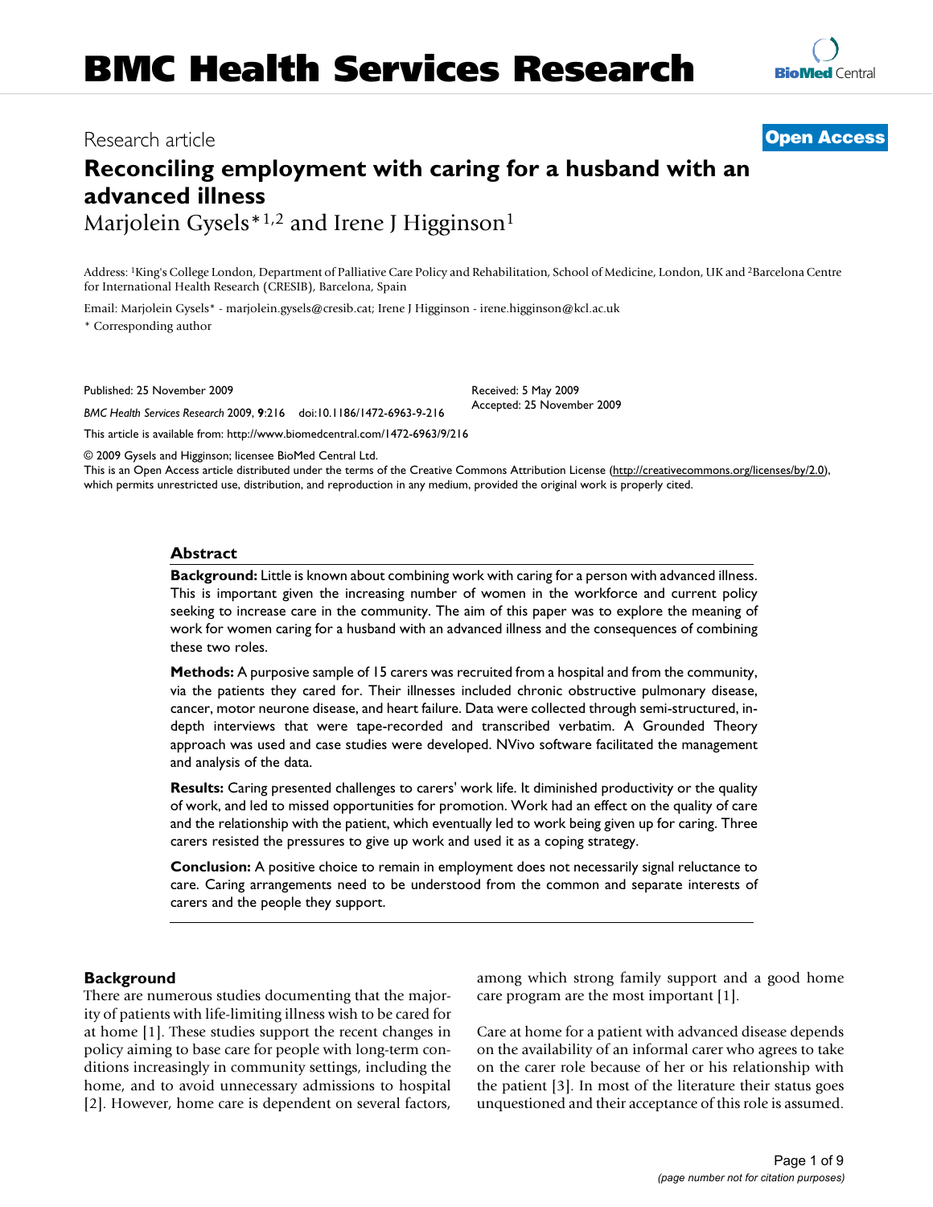Research article

**Open Access**

# Reconciling employment with caring for a husband with an advanced illness

Marjolein Gysels*[1,2] and Irene J Higginson[1]

Address: [1]King's College London, Department of Palliative Care Policy and Rehabilitation, School of Medicine, London, UK and [2]Barcelona Centre for International Health Research (CRESIB), Barcelona, Spain

Email: Marjolein Gysels* - marjolein.gysels@cresib.cat; Irene J Higginson - irene.higginson@kcl.ac.uk

* Corresponding author

Published: 25 November 2009

*BMC Health Services Research* 2009, **9**:216 doi:10.1186/1472-6963-9-216

Received: 5 May 2009
Accepted: 25 November 2009

This article is available from: http://www.biomedcentral.com/1472-6963/9/216

© 2009 Gysels and Higginson; licensee BioMed Central Ltd.
This is an Open Access article distributed under the terms of the Creative Commons Attribution License (http://creativecommons.org/licenses/by/2.0), which permits unrestricted use, distribution, and reproduction in any medium, provided the original work is properly cited.

## Abstract

**Background:** Little is known about combining work with caring for a person with advanced illness. This is important given the increasing number of women in the workforce and current policy seeking to increase care in the community. The aim of this paper was to explore the meaning of work for women caring for a husband with an advanced illness and the consequences of combining these two roles.

**Methods:** A purposive sample of 15 carers was recruited from a hospital and from the community, via the patients they cared for. Their illnesses included chronic obstructive pulmonary disease, cancer, motor neurone disease, and heart failure. Data were collected through semi-structured, in-depth interviews that were tape-recorded and transcribed verbatim. A Grounded Theory approach was used and case studies were developed. NVivo software facilitated the management and analysis of the data.

**Results:** Caring presented challenges to carers' work life. It diminished productivity or the quality of work, and led to missed opportunities for promotion. Work had an effect on the quality of care and the relationship with the patient, which eventually led to work being given up for caring. Three carers resisted the pressures to give up work and used it as a coping strategy.

**Conclusion:** A positive choice to remain in employment does not necessarily signal reluctance to care. Caring arrangements need to be understood from the common and separate interests of carers and the people they support.

## Background

There are numerous studies documenting that the majority of patients with life-limiting illness wish to be cared for at home [1]. These studies support the recent changes in policy aiming to base care for people with long-term conditions increasingly in community settings, including the home, and to avoid unnecessary admissions to hospital [2]. However, home care is dependent on several factors, among which strong family support and a good home care program are the most important [1].

Care at home for a patient with advanced disease depends on the availability of an informal carer who agrees to take on the carer role because of her or his relationship with the patient [3]. In most of the literature their status goes unquestioned and their acceptance of this role is assumed.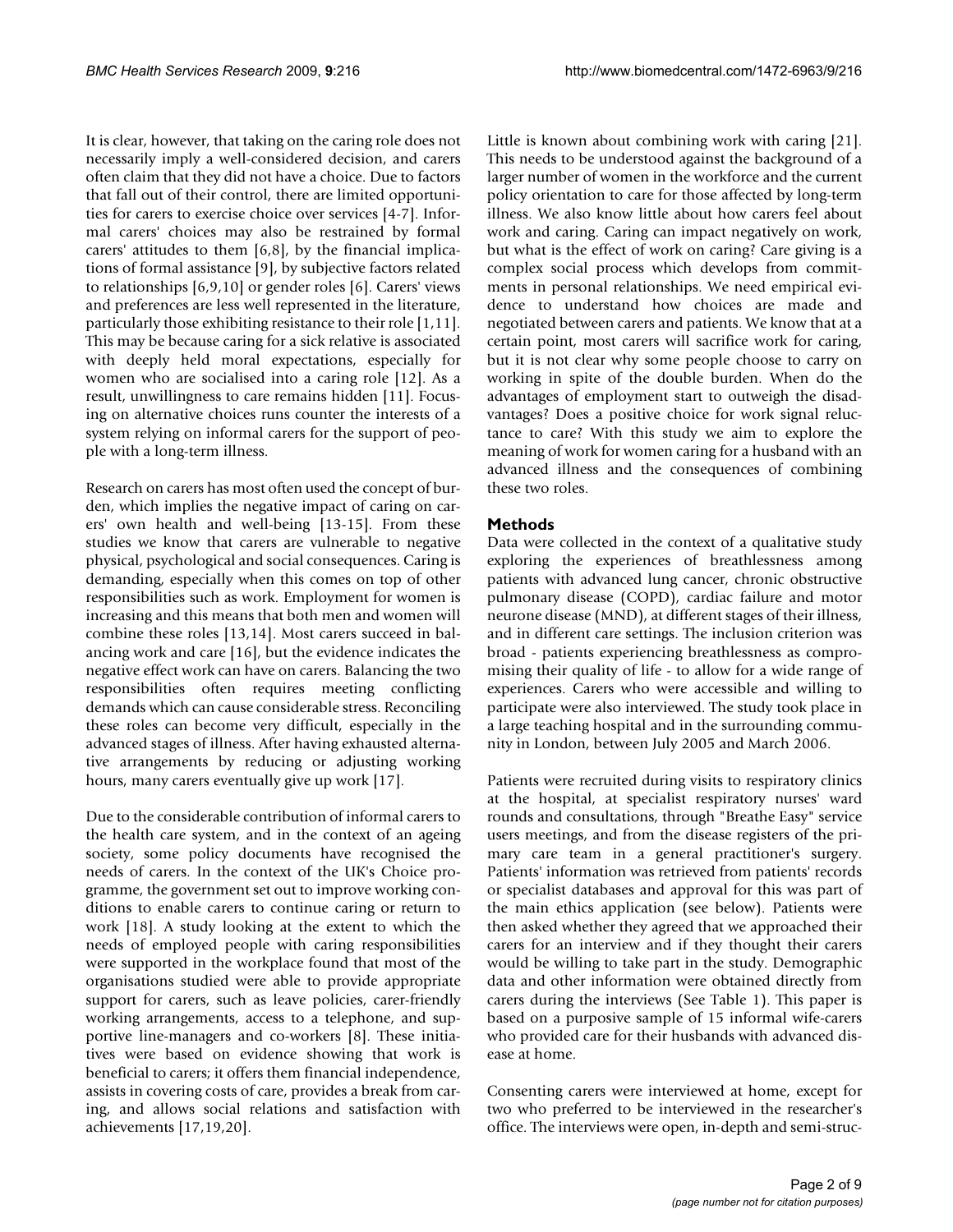It is clear, however, that taking on the caring role does not necessarily imply a well-considered decision, and carers often claim that they did not have a choice. Due to factors that fall out of their control, there are limited opportunities for carers to exercise choice over services [4-7]. Informal carers' choices may also be restrained by formal carers' attitudes to them [6,8], by the financial implications of formal assistance [9], by subjective factors related to relationships [6,9,10] or gender roles [6]. Carers' views and preferences are less well represented in the literature, particularly those exhibiting resistance to their role [1,11]. This may be because caring for a sick relative is associated with deeply held moral expectations, especially for women who are socialised into a caring role [12]. As a result, unwillingness to care remains hidden [11]. Focusing on alternative choices runs counter the interests of a system relying on informal carers for the support of people with a long-term illness.

Research on carers has most often used the concept of burden, which implies the negative impact of caring on carers' own health and well-being [13-15]. From these studies we know that carers are vulnerable to negative physical, psychological and social consequences. Caring is demanding, especially when this comes on top of other responsibilities such as work. Employment for women is increasing and this means that both men and women will combine these roles [13,14]. Most carers succeed in balancing work and care [16], but the evidence indicates the negative effect work can have on carers. Balancing the two responsibilities often requires meeting conflicting demands which can cause considerable stress. Reconciling these roles can become very difficult, especially in the advanced stages of illness. After having exhausted alternative arrangements by reducing or adjusting working hours, many carers eventually give up work [17].

Due to the considerable contribution of informal carers to the health care system, and in the context of an ageing society, some policy documents have recognised the needs of carers. In the context of the UK's Choice programme, the government set out to improve working conditions to enable carers to continue caring or return to work [18]. A study looking at the extent to which the needs of employed people with caring responsibilities were supported in the workplace found that most of the organisations studied were able to provide appropriate support for carers, such as leave policies, carer-friendly working arrangements, access to a telephone, and supportive line-managers and co-workers [8]. These initiatives were based on evidence showing that work is beneficial to carers; it offers them financial independence, assists in covering costs of care, provides a break from caring, and allows social relations and satisfaction with achievements [17,19,20].

Little is known about combining work with caring [21]. This needs to be understood against the background of a larger number of women in the workforce and the current policy orientation to care for those affected by long-term illness. We also know little about how carers feel about work and caring. Caring can impact negatively on work, but what is the effect of work on caring? Care giving is a complex social process which develops from commitments in personal relationships. We need empirical evidence to understand how choices are made and negotiated between carers and patients. We know that at a certain point, most carers will sacrifice work for caring, but it is not clear why some people choose to carry on working in spite of the double burden. When do the advantages of employment start to outweigh the disadvantages? Does a positive choice for work signal reluctance to care? With this study we aim to explore the meaning of work for women caring for a husband with an advanced illness and the consequences of combining these two roles.

## Methods

Data were collected in the context of a qualitative study exploring the experiences of breathlessness among patients with advanced lung cancer, chronic obstructive pulmonary disease (COPD), cardiac failure and motor neurone disease (MND), at different stages of their illness, and in different care settings. The inclusion criterion was broad - patients experiencing breathlessness as compromising their quality of life - to allow for a wide range of experiences. Carers who were accessible and willing to participate were also interviewed. The study took place in a large teaching hospital and in the surrounding community in London, between July 2005 and March 2006.

Patients were recruited during visits to respiratory clinics at the hospital, at specialist respiratory nurses' ward rounds and consultations, through "Breathe Easy" service users meetings, and from the disease registers of the primary care team in a general practitioner's surgery. Patients' information was retrieved from patients' records or specialist databases and approval for this was part of the main ethics application (see below). Patients were then asked whether they agreed that we approached their carers for an interview and if they thought their carers would be willing to take part in the study. Demographic data and other information were obtained directly from carers during the interviews (See Table 1). This paper is based on a purposive sample of 15 informal wife-carers who provided care for their husbands with advanced disease at home.

Consenting carers were interviewed at home, except for two who preferred to be interviewed in the researcher's office. The interviews were open, in-depth and semi-struc-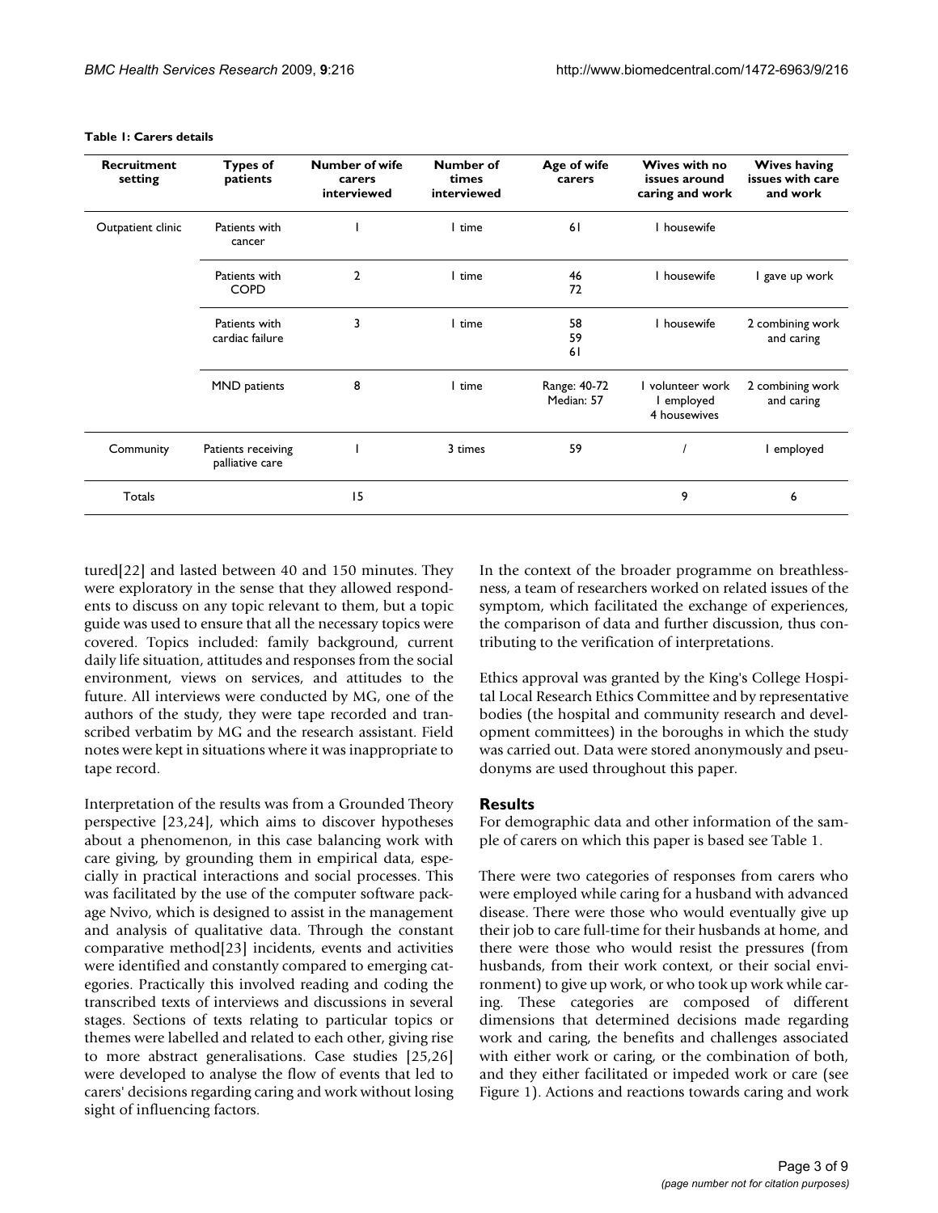**Table 1: Carers details**

| Recruitment setting | Types of patients | Number of wife carers interviewed | Number of times interviewed | Age of wife carers | Wives with no issues around caring and work | Wives having issues with care and work |
|---|---|---|---|---|---|---|
| Outpatient clinic | Patients with cancer | 1 | 1 time | 61 | 1 housewife | |
| | Patients with COPD | 2 | 1 time | 46<br>72 | 1 housewife | 1 gave up work |
| | Patients with cardiac failure | 3 | 1 time | 58<br>59<br>61 | 1 housewife | 2 combining work and caring |
| | MND patients | 8 | 1 time | Range: 40-72<br>Median: 57 | 1 volunteer work<br>1 employed<br>4 housewives | 2 combining work and caring |
| Community | Patients receiving palliative care | 1 | 3 times | 59 | / | 1 employed |
| Totals | | 15 | | | 9 | 6 |

tured[22] and lasted between 40 and 150 minutes. They were exploratory in the sense that they allowed respondents to discuss on any topic relevant to them, but a topic guide was used to ensure that all the necessary topics were covered. Topics included: family background, current daily life situation, attitudes and responses from the social environment, views on services, and attitudes to the future. All interviews were conducted by MG, one of the authors of the study, they were tape recorded and transcribed verbatim by MG and the research assistant. Field notes were kept in situations where it was inappropriate to tape record.

Interpretation of the results was from a Grounded Theory perspective [23,24], which aims to discover hypotheses about a phenomenon, in this case balancing work with care giving, by grounding them in empirical data, especially in practical interactions and social processes. This was facilitated by the use of the computer software package Nvivo, which is designed to assist in the management and analysis of qualitative data. Through the constant comparative method[23] incidents, events and activities were identified and constantly compared to emerging categories. Practically this involved reading and coding the transcribed texts of interviews and discussions in several stages. Sections of texts relating to particular topics or themes were labelled and related to each other, giving rise to more abstract generalisations. Case studies [25,26] were developed to analyse the flow of events that led to carers' decisions regarding caring and work without losing sight of influencing factors.

In the context of the broader programme on breathlessness, a team of researchers worked on related issues of the symptom, which facilitated the exchange of experiences, the comparison of data and further discussion, thus contributing to the verification of interpretations.

Ethics approval was granted by the King's College Hospital Local Research Ethics Committee and by representative bodies (the hospital and community research and development committees) in the boroughs in which the study was carried out. Data were stored anonymously and pseudonyms are used throughout this paper.

## Results

For demographic data and other information of the sample of carers on which this paper is based see Table 1.

There were two categories of responses from carers who were employed while caring for a husband with advanced disease. There were those who would eventually give up their job to care full-time for their husbands at home, and there were those who would resist the pressures (from husbands, from their work context, or their social environment) to give up work, or who took up work while caring. These categories are composed of different dimensions that determined decisions made regarding work and caring, the benefits and challenges associated with either work or caring, or the combination of both, and they either facilitated or impeded work or care (see Figure 1). Actions and reactions towards caring and work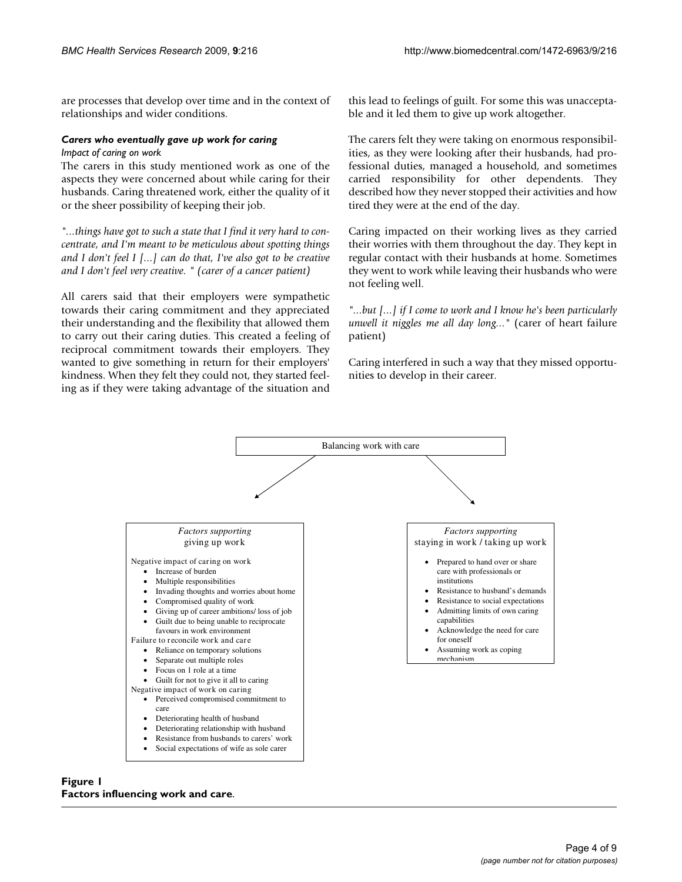are processes that develop over time and in the context of relationships and wider conditions.

### *Carers who eventually gave up work for caring*

*Impact of caring on work*

The carers in this study mentioned work as one of the aspects they were concerned about while caring for their husbands. Caring threatened work, either the quality of it or the sheer possibility of keeping their job.

*"...things have got to such a state that I find it very hard to concentrate, and I'm meant to be meticulous about spotting things and I don't feel I [...] can do that, I've also got to be creative and I don't feel very creative. " (carer of a cancer patient)*

All carers said that their employers were sympathetic towards their caring commitment and they appreciated their understanding and the flexibility that allowed them to carry out their caring duties. This created a feeling of reciprocal commitment towards their employers. They wanted to give something in return for their employers' kindness. When they felt they could not, they started feeling as if they were taking advantage of the situation and this lead to feelings of guilt. For some this was unacceptable and it led them to give up work altogether.

The carers felt they were taking on enormous responsibilities, as they were looking after their husbands, had professional duties, managed a household, and sometimes carried responsibility for other dependents. They described how they never stopped their activities and how tired they were at the end of the day.

Caring impacted on their working lives as they carried their worries with them throughout the day. They kept in regular contact with their husbands at home. Sometimes they went to work while leaving their husbands who were not feeling well.

*"...but [...] if I come to work and I know he's been particularly unwell it niggles me all day long..."* (carer of heart failure patient)

Caring interfered in such a way that they missed opportunities to develop in their career.

Balancing work with care

*Factors supporting* giving up work

Negative impact of caring on work
- Increase of burden
- Multiple responsibilities
- Invading thoughts and worries about home
- Compromised quality of work
- Giving up of career ambitions/ loss of job
- Guilt due to being unable to reciprocate favours in work environment

Failure to reconcile work and care
- Reliance on temporary solutions
- Separate out multiple roles
- Focus on 1 role at a time
- Guilt for not to give it all to caring

Negative impact of work on caring
- Perceived compromised commitment to care
- Deteriorating health of husband
- Deteriorating relationship with husband
- Resistance from husbands to carers' work
- Social expectations of wife as sole carer

*Factors supporting* staying in work / taking up work
- Prepared to hand over or share care with professionals or institutions
- Resistance to husband's demands
- Resistance to social expectations
- Admitting limits of own caring capabilities
- Acknowledge the need for care for oneself
- Assuming work as coping mechanism

**Figure 1**
**Factors influencing work and care.**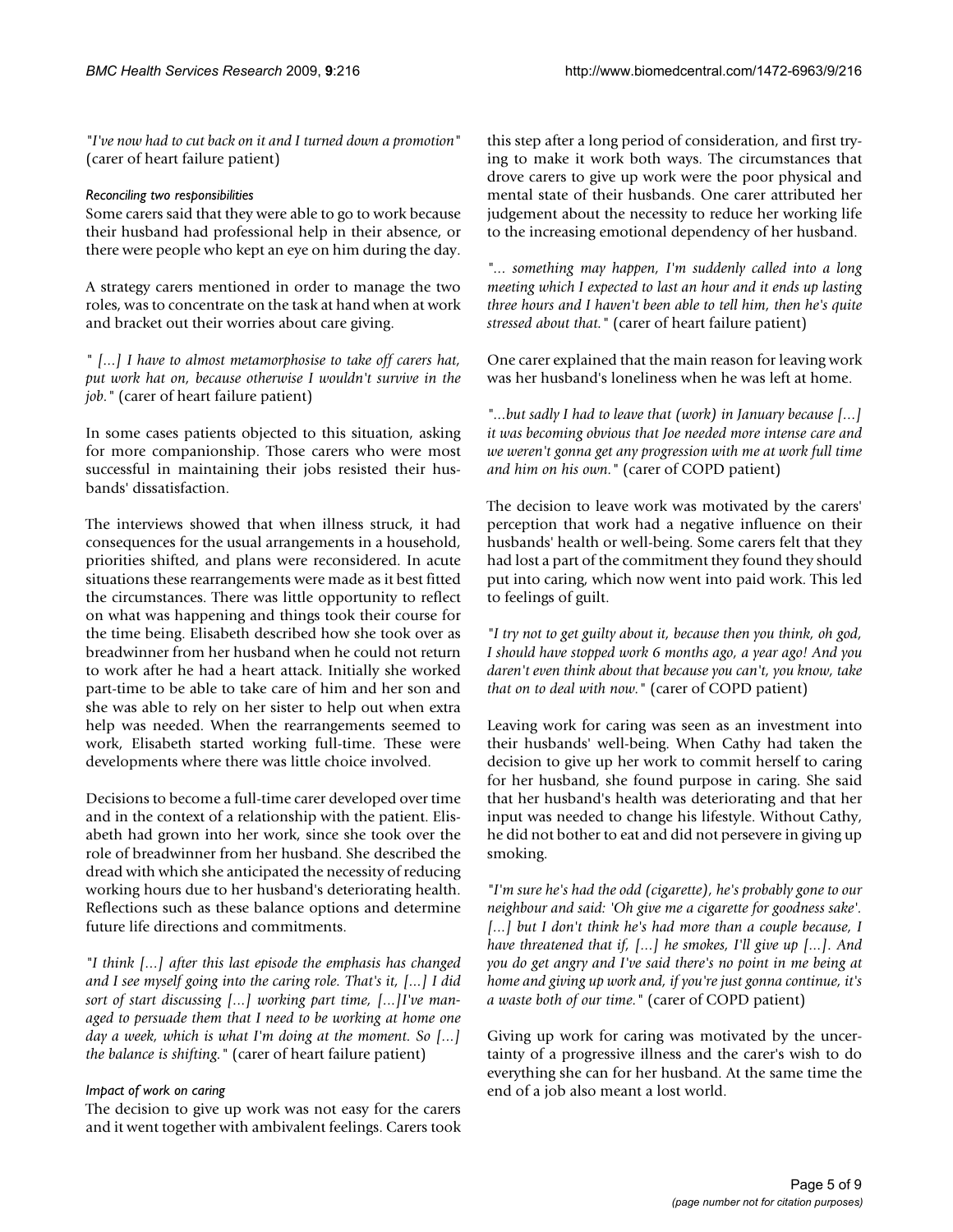*"I've now had to cut back on it and I turned down a promotion"* (carer of heart failure patient)

### *Reconciling two responsibilities*

Some carers said that they were able to go to work because their husband had professional help in their absence, or there were people who kept an eye on him during the day.

A strategy carers mentioned in order to manage the two roles, was to concentrate on the task at hand when at work and bracket out their worries about care giving.

*" [...] I have to almost metamorphosise to take off carers hat, put work hat on, because otherwise I wouldn't survive in the job."* (carer of heart failure patient)

In some cases patients objected to this situation, asking for more companionship. Those carers who were most successful in maintaining their jobs resisted their husbands' dissatisfaction.

The interviews showed that when illness struck, it had consequences for the usual arrangements in a household, priorities shifted, and plans were reconsidered. In acute situations these rearrangements were made as it best fitted the circumstances. There was little opportunity to reflect on what was happening and things took their course for the time being. Elisabeth described how she took over as breadwinner from her husband when he could not return to work after he had a heart attack. Initially she worked part-time to be able to take care of him and her son and she was able to rely on her sister to help out when extra help was needed. When the rearrangements seemed to work, Elisabeth started working full-time. These were developments where there was little choice involved.

Decisions to become a full-time carer developed over time and in the context of a relationship with the patient. Elisabeth had grown into her work, since she took over the role of breadwinner from her husband. She described the dread with which she anticipated the necessity of reducing working hours due to her husband's deteriorating health. Reflections such as these balance options and determine future life directions and commitments.

*"I think [...] after this last episode the emphasis has changed and I see myself going into the caring role. That's it, [...] I did sort of start discussing [...] working part time, [...]I've managed to persuade them that I need to be working at home one day a week, which is what I'm doing at the moment. So [...] the balance is shifting."* (carer of heart failure patient)

### *Impact of work on caring*

The decision to give up work was not easy for the carers and it went together with ambivalent feelings. Carers took this step after a long period of consideration, and first trying to make it work both ways. The circumstances that drove carers to give up work were the poor physical and mental state of their husbands. One carer attributed her judgement about the necessity to reduce her working life to the increasing emotional dependency of her husband.

*"... something may happen, I'm suddenly called into a long meeting which I expected to last an hour and it ends up lasting three hours and I haven't been able to tell him, then he's quite stressed about that."* (carer of heart failure patient)

One carer explained that the main reason for leaving work was her husband's loneliness when he was left at home.

*"...but sadly I had to leave that (work) in January because [...] it was becoming obvious that Joe needed more intense care and we weren't gonna get any progression with me at work full time and him on his own."* (carer of COPD patient)

The decision to leave work was motivated by the carers' perception that work had a negative influence on their husbands' health or well-being. Some carers felt that they had lost a part of the commitment they found they should put into caring, which now went into paid work. This led to feelings of guilt.

*"I try not to get guilty about it, because then you think, oh god, I should have stopped work 6 months ago, a year ago! And you daren't even think about that because you can't, you know, take that on to deal with now."* (carer of COPD patient)

Leaving work for caring was seen as an investment into their husbands' well-being. When Cathy had taken the decision to give up her work to commit herself to caring for her husband, she found purpose in caring. She said that her husband's health was deteriorating and that her input was needed to change his lifestyle. Without Cathy, he did not bother to eat and did not persevere in giving up smoking.

*"I'm sure he's had the odd (cigarette), he's probably gone to our neighbour and said: 'Oh give me a cigarette for goodness sake'. [...] but I don't think he's had more than a couple because, I have threatened that if, [...] he smokes, I'll give up [...]. And you do get angry and I've said there's no point in me being at home and giving up work and, if you're just gonna continue, it's a waste both of our time."* (carer of COPD patient)

Giving up work for caring was motivated by the uncertainty of a progressive illness and the carer's wish to do everything she can for her husband. At the same time the end of a job also meant a lost world.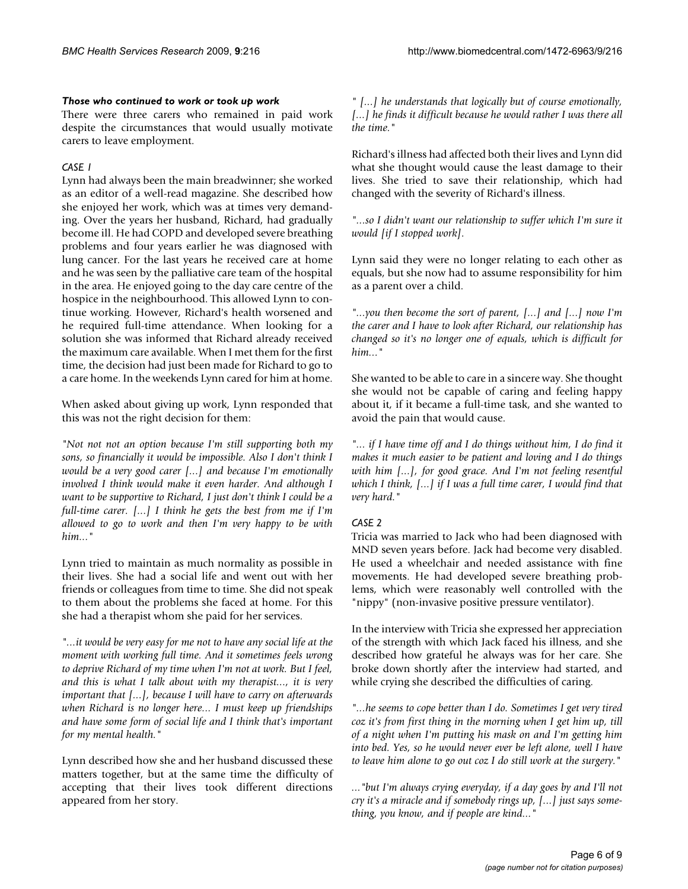#### *Those who continued to work or took up work*

There were three carers who remained in paid work despite the circumstances that would usually motivate carers to leave employment.

##### *CASE 1*

Lynn had always been the main breadwinner; she worked as an editor of a well-read magazine. She described how she enjoyed her work, which was at times very demanding. Over the years her husband, Richard, had gradually become ill. He had COPD and developed severe breathing problems and four years earlier he was diagnosed with lung cancer. For the last years he received care at home and he was seen by the palliative care team of the hospital in the area. He enjoyed going to the day care centre of the hospice in the neighbourhood. This allowed Lynn to continue working. However, Richard's health worsened and he required full-time attendance. When looking for a solution she was informed that Richard already received the maximum care available. When I met them for the first time, the decision had just been made for Richard to go to a care home. In the weekends Lynn cared for him at home.

When asked about giving up work, Lynn responded that this was not the right decision for them:

*"Not not not an option because I'm still supporting both my sons, so financially it would be impossible. Also I don't think I would be a very good carer [...] and because I'm emotionally involved I think would make it even harder. And although I want to be supportive to Richard, I just don't think I could be a full-time carer. [...] I think he gets the best from me if I'm allowed to go to work and then I'm very happy to be with him..."*

Lynn tried to maintain as much normality as possible in their lives. She had a social life and went out with her friends or colleagues from time to time. She did not speak to them about the problems she faced at home. For this she had a therapist whom she paid for her services.

*"...it would be very easy for me not to have any social life at the moment with working full time. And it sometimes feels wrong to deprive Richard of my time when I'm not at work. But I feel, and this is what I talk about with my therapist..., it is very important that [...], because I will have to carry on afterwards when Richard is no longer here... I must keep up friendships and have some form of social life and I think that's important for my mental health."*

Lynn described how she and her husband discussed these matters together, but at the same time the difficulty of accepting that their lives took different directions appeared from her story.

*" [...] he understands that logically but of course emotionally, [...] he finds it difficult because he would rather I was there all the time."*

Richard's illness had affected both their lives and Lynn did what she thought would cause the least damage to their lives. She tried to save their relationship, which had changed with the severity of Richard's illness.

*"...so I didn't want our relationship to suffer which I'm sure it would [if I stopped work].*

Lynn said they were no longer relating to each other as equals, but she now had to assume responsibility for him as a parent over a child.

*"...you then become the sort of parent, [...] and [...] now I'm the carer and I have to look after Richard, our relationship has changed so it's no longer one of equals, which is difficult for him..."*

She wanted to be able to care in a sincere way. She thought she would not be capable of caring and feeling happy about it, if it became a full-time task, and she wanted to avoid the pain that would cause.

*"... if I have time off and I do things without him, I do find it makes it much easier to be patient and loving and I do things with him [...], for good grace. And I'm not feeling resentful which I think, [...] if I was a full time carer, I would find that very hard."*

##### *CASE 2*

Tricia was married to Jack who had been diagnosed with MND seven years before. Jack had become very disabled. He used a wheelchair and needed assistance with fine movements. He had developed severe breathing problems, which were reasonably well controlled with the "nippy" (non-invasive positive pressure ventilator).

In the interview with Tricia she expressed her appreciation of the strength with which Jack faced his illness, and she described how grateful he always was for her care. She broke down shortly after the interview had started, and while crying she described the difficulties of caring.

*"...he seems to cope better than I do. Sometimes I get very tired coz it's from first thing in the morning when I get him up, till of a night when I'm putting his mask on and I'm getting him into bed. Yes, so he would never ever be left alone, well I have to leave him alone to go out coz I do still work at the surgery."*

*..."but I'm always crying everyday, if a day goes by and I'll not cry it's a miracle and if somebody rings up, [...] just says something, you know, and if people are kind..."*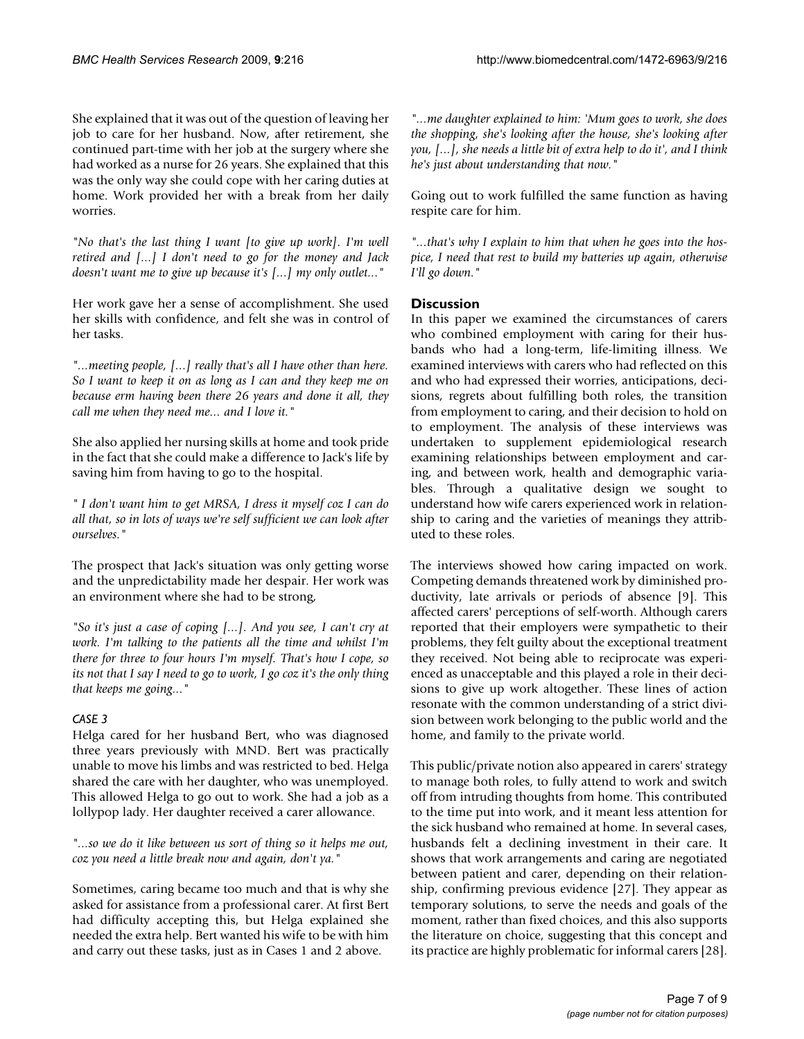She explained that it was out of the question of leaving her job to care for her husband. Now, after retirement, she continued part-time with her job at the surgery where she had worked as a nurse for 26 years. She explained that this was the only way she could cope with her caring duties at home. Work provided her with a break from her daily worries.

*"No that's the last thing I want [to give up work]. I'm well retired and [...] I don't need to go for the money and Jack doesn't want me to give up because it's [...] my only outlet..."*

Her work gave her a sense of accomplishment. She used her skills with confidence, and felt she was in control of her tasks.

*"...meeting people, [...] really that's all I have other than here. So I want to keep it on as long as I can and they keep me on because erm having been there 26 years and done it all, they call me when they need me... and I love it."*

She also applied her nursing skills at home and took pride in the fact that she could make a difference to Jack's life by saving him from having to go to the hospital.

*" I don't want him to get MRSA, I dress it myself coz I can do all that, so in lots of ways we're self sufficient we can look after ourselves."*

The prospect that Jack's situation was only getting worse and the unpredictability made her despair. Her work was an environment where she had to be strong,

*"So it's just a case of coping [...]. And you see, I can't cry at work. I'm talking to the patients all the time and whilst I'm there for three to four hours I'm myself. That's how I cope, so its not that I say I need to go to work, I go coz it's the only thing that keeps me going..."*

### *CASE 3*

Helga cared for her husband Bert, who was diagnosed three years previously with MND. Bert was practically unable to move his limbs and was restricted to bed. Helga shared the care with her daughter, who was unemployed. This allowed Helga to go out to work. She had a job as a lollypop lady. Her daughter received a carer allowance.

*"...so we do it like between us sort of thing so it helps me out, coz you need a little break now and again, don't ya."*

Sometimes, caring became too much and that is why she asked for assistance from a professional carer. At first Bert had difficulty accepting this, but Helga explained she needed the extra help. Bert wanted his wife to be with him and carry out these tasks, just as in Cases 1 and 2 above.

*"...me daughter explained to him: 'Mum goes to work, she does the shopping, she's looking after the house, she's looking after you, [...], she needs a little bit of extra help to do it', and I think he's just about understanding that now."*

Going out to work fulfilled the same function as having respite care for him.

*"...that's why I explain to him that when he goes into the hospice, I need that rest to build my batteries up again, otherwise I'll go down."*

## Discussion

In this paper we examined the circumstances of carers who combined employment with caring for their husbands who had a long-term, life-limiting illness. We examined interviews with carers who had reflected on this and who had expressed their worries, anticipations, decisions, regrets about fulfilling both roles, the transition from employment to caring, and their decision to hold on to employment. The analysis of these interviews was undertaken to supplement epidemiological research examining relationships between employment and caring, and between work, health and demographic variables. Through a qualitative design we sought to understand how wife carers experienced work in relationship to caring and the varieties of meanings they attributed to these roles.

The interviews showed how caring impacted on work. Competing demands threatened work by diminished productivity, late arrivals or periods of absence [9]. This affected carers' perceptions of self-worth. Although carers reported that their employers were sympathetic to their problems, they felt guilty about the exceptional treatment they received. Not being able to reciprocate was experienced as unacceptable and this played a role in their decisions to give up work altogether. These lines of action resonate with the common understanding of a strict division between work belonging to the public world and the home, and family to the private world.

This public/private notion also appeared in carers' strategy to manage both roles, to fully attend to work and switch off from intruding thoughts from home. This contributed to the time put into work, and it meant less attention for the sick husband who remained at home. In several cases, husbands felt a declining investment in their care. It shows that work arrangements and caring are negotiated between patient and carer, depending on their relationship, confirming previous evidence [27]. They appear as temporary solutions, to serve the needs and goals of the moment, rather than fixed choices, and this also supports the literature on choice, suggesting that this concept and its practice are highly problematic for informal carers [28].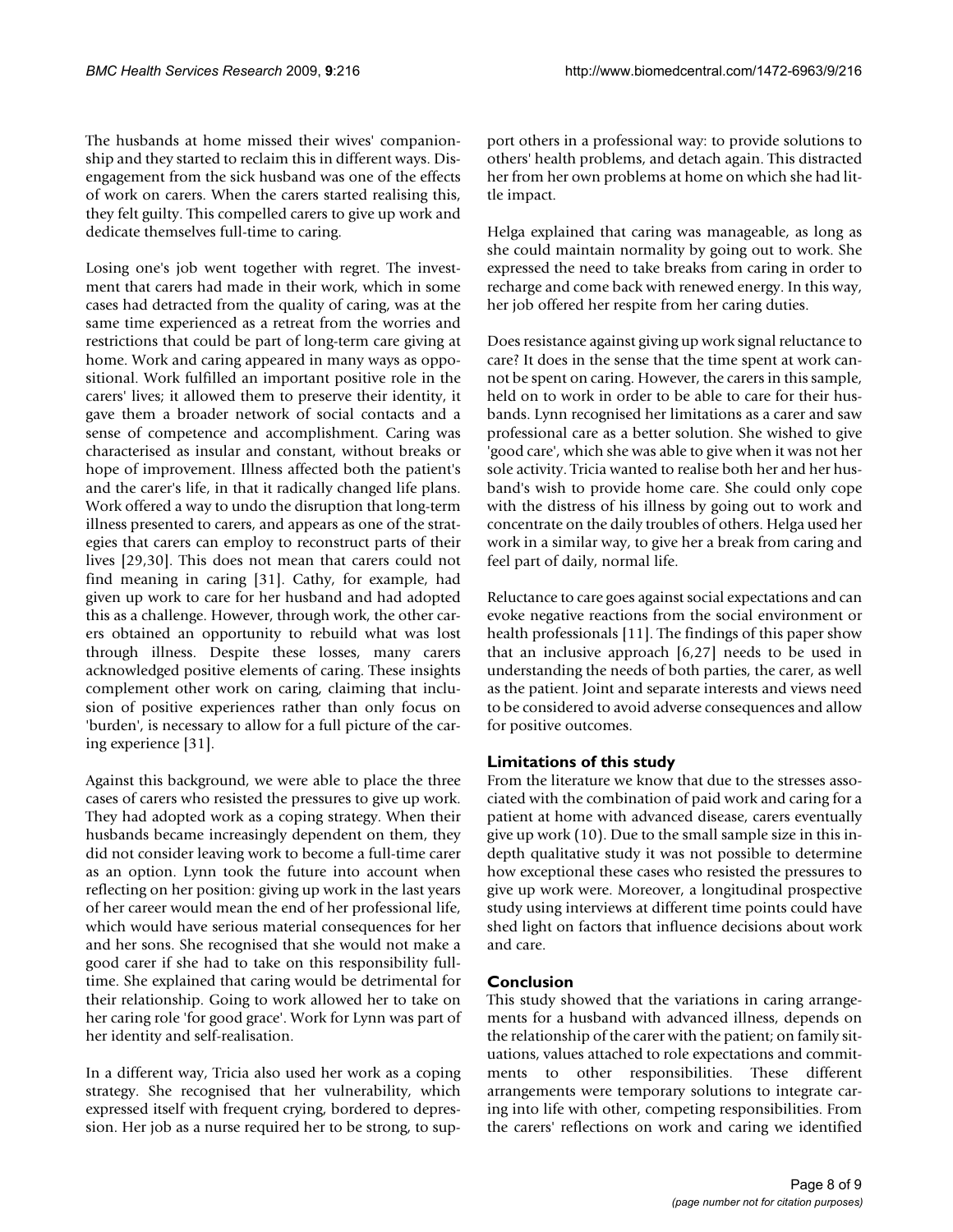The husbands at home missed their wives' companionship and they started to reclaim this in different ways. Disengagement from the sick husband was one of the effects of work on carers. When the carers started realising this, they felt guilty. This compelled carers to give up work and dedicate themselves full-time to caring.

Losing one's job went together with regret. The investment that carers had made in their work, which in some cases had detracted from the quality of caring, was at the same time experienced as a retreat from the worries and restrictions that could be part of long-term care giving at home. Work and caring appeared in many ways as oppositional. Work fulfilled an important positive role in the carers' lives; it allowed them to preserve their identity, it gave them a broader network of social contacts and a sense of competence and accomplishment. Caring was characterised as insular and constant, without breaks or hope of improvement. Illness affected both the patient's and the carer's life, in that it radically changed life plans. Work offered a way to undo the disruption that long-term illness presented to carers, and appears as one of the strategies that carers can employ to reconstruct parts of their lives [29,30]. This does not mean that carers could not find meaning in caring [31]. Cathy, for example, had given up work to care for her husband and had adopted this as a challenge. However, through work, the other carers obtained an opportunity to rebuild what was lost through illness. Despite these losses, many carers acknowledged positive elements of caring. These insights complement other work on caring, claiming that inclusion of positive experiences rather than only focus on 'burden', is necessary to allow for a full picture of the caring experience [31].

Against this background, we were able to place the three cases of carers who resisted the pressures to give up work. They had adopted work as a coping strategy. When their husbands became increasingly dependent on them, they did not consider leaving work to become a full-time carer as an option. Lynn took the future into account when reflecting on her position: giving up work in the last years of her career would mean the end of her professional life, which would have serious material consequences for her and her sons. She recognised that she would not make a good carer if she had to take on this responsibility full-time. She explained that caring would be detrimental for their relationship. Going to work allowed her to take on her caring role 'for good grace'. Work for Lynn was part of her identity and self-realisation.

In a different way, Tricia also used her work as a coping strategy. She recognised that her vulnerability, which expressed itself with frequent crying, bordered to depression. Her job as a nurse required her to be strong, to support others in a professional way: to provide solutions to others' health problems, and detach again. This distracted her from her own problems at home on which she had little impact.

Helga explained that caring was manageable, as long as she could maintain normality by going out to work. She expressed the need to take breaks from caring in order to recharge and come back with renewed energy. In this way, her job offered her respite from her caring duties.

Does resistance against giving up work signal reluctance to care? It does in the sense that the time spent at work cannot be spent on caring. However, the carers in this sample, held on to work in order to be able to care for their husbands. Lynn recognised her limitations as a carer and saw professional care as a better solution. She wished to give 'good care', which she was able to give when it was not her sole activity. Tricia wanted to realise both her and her husband's wish to provide home care. She could only cope with the distress of his illness by going out to work and concentrate on the daily troubles of others. Helga used her work in a similar way, to give her a break from caring and feel part of daily, normal life.

Reluctance to care goes against social expectations and can evoke negative reactions from the social environment or health professionals [11]. The findings of this paper show that an inclusive approach [6,27] needs to be used in understanding the needs of both parties, the carer, as well as the patient. Joint and separate interests and views need to be considered to avoid adverse consequences and allow for positive outcomes.

## Limitations of this study

From the literature we know that due to the stresses associated with the combination of paid work and caring for a patient at home with advanced disease, carers eventually give up work (10). Due to the small sample size in this in-depth qualitative study it was not possible to determine how exceptional these cases who resisted the pressures to give up work were. Moreover, a longitudinal prospective study using interviews at different time points could have shed light on factors that influence decisions about work and care.

## Conclusion

This study showed that the variations in caring arrangements for a husband with advanced illness, depends on the relationship of the carer with the patient; on family situations, values attached to role expectations and commitments to other responsibilities. These different arrangements were temporary solutions to integrate caring into life with other, competing responsibilities. From the carers' reflections on work and caring we identified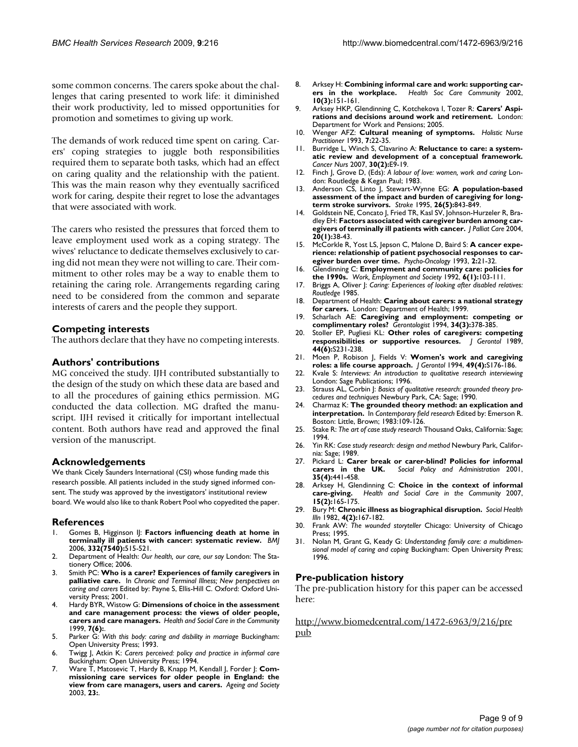some common concerns. The carers spoke about the challenges that caring presented to work life: it diminished their work productivity, led to missed opportunities for promotion and sometimes to giving up work.

The demands of work reduced time spent on caring. Carers' coping strategies to juggle both responsibilities required them to separate both tasks, which had an effect on caring quality and the relationship with the patient. This was the main reason why they eventually sacrificed work for caring, despite their regret to lose the advantages that were associated with work.

The carers who resisted the pressures that forced them to leave employment used work as a coping strategy. The wives' reluctance to dedicate themselves exclusively to caring did not mean they were not willing to care. Their commitment to other roles may be a way to enable them to retaining the caring role. Arrangements regarding caring need to be considered from the common and separate interests of carers and the people they support.

## Competing interests

The authors declare that they have no competing interests.

## Authors' contributions

MG conceived the study. IJH contributed substantially to the design of the study on which these data are based and to all the procedures of gaining ethics permission. MG conducted the data collection. MG drafted the manuscript. IJH revised it critically for important intellectual content. Both authors have read and approved the final version of the manuscript.

## Acknowledgements

We thank Cicely Saunders International (CSI) whose funding made this research possible. All patients included in the study signed informed consent. The study was approved by the investigators' institutional review board. We would also like to thank Robert Pool who copyedited the paper.

## References

1. Gomes B, Higginson IJ: **Factors influencing death at home in terminally ill patients with cancer: systematic review.** *BMJ* 2006, **332(7540):**515-521.
2. Department of Health: *Our health, our care, our say* London: The Stationery Office; 2006.
3. Smith PC: **Who is a carer? Experiences of family caregivers in palliative care.** In *Chronic and Terminal Illness; New perspectives on caring and carers* Edited by: Payne S, Ellis-Hill C. Oxford: Oxford University Press; 2001.
4. Hardy BYR, Wistow G: **Dimensions of choice in the assessment and care management process: the views of older people, carers and care managers.** *Health and Social Care in the Community* 1999, **7(6):**.
5. Parker G: *With this body: caring and disbility in marriage* Buckingham: Open University Press; 1993.
6. Twigg J, Atkin K: *Carers perceived: policy and practice in informal care* Buckingham: Open University Press; 1994.
7. Ware T, Matosevic T, Hardy B, Knapp M, Kendall J, Forder J: **Commissioning care services for older people in England: the view from care managers, users and carers.** *Ageing and Society* 2003, **23:**.
8. Arksey H: **Combining informal care and work: supporting carers in the workplace.** *Health Soc Care Community* 2002, **10(3):**151-161.
9. Arksey HKP, Glendinning C, Kotchekova I, Tozer R: **Carers' Aspirations and decisions around work and retirement.** London: Department for Work and Pensions; 2005.
10. Wenger AFZ: **Cultural meaning of symptoms.** *Holistic Nurse Practitioner* 1993, **7:**22-35.
11. Burridge L, Winch S, Clavarino A: **Reluctance to care: a systematic review and development of a conceptual framework.** *Cancer Nurs* 2007, **30(2):**E9-19.
12. Finch J, Grove D, (Eds): *A labour of love: women, work and caring* London: Routledge & Kegan Paul; 1983.
13. Anderson CS, Linto J, Stewart-Wynne EG: **A population-based assessment of the impact and burden of caregiving for long-term stroke survivors.** *Stroke* 1995, **26(5):**843-849.
14. Goldstein NE, Concato J, Fried TR, Kasl SV, Johnson-Hurzeler R, Bradley EH: **Factors associated with caregiver burden among caregivers of terminally ill patients with cancer.** *J Palliat Care* 2004, **20(1):**38-43.
15. McCorkle R, Yost LS, Jepson C, Malone D, Baird S: **A cancer experience: relationship of patient psychosocial responses to caregiver burden over time.** *Psycho-Oncology* 1993, **2:**21-32.
16. Glendinning C: **Employment and community care: policies for the 1990s.** *Work, Employment and Society* 1992, **6(1):**103-111.
17. Briggs A, Oliver J: *Caring: Experiences of looking after disabled relatives: Routledge* 1985.
18. Department of Health: **Caring about carers: a national strategy for carers.** London: Department of Health; 1999.
19. Scharlach AE: **Caregiving and employment: competing or complimentary roles?** *Gerontologist* 1994, **34(3):**378-385.
20. Stoller EP, Pugliesi KL: **Other roles of caregivers: competing responsibilities or supportive resources.** *J Gerontol* 1989, **44(6):**S231-238.
21. Moen P, Robison J, Fields V: **Women's work and caregiving roles: a life course approach.** *J Gerontol* 1994, **49(4):**S176-186.
22. Kvale S: *Interviews: An introduction to qualitative research interviewing* London: Sage Publications; 1996.
23. Strauss AL, Corbin J: *Basics of qualitative research: grounded theory procedures and techniques* Newbury Park, CA: Sage; 1990.
24. Charmaz K: **The grounded theory method: an explication and interpretation.** In *Contemporary field research* Edited by: Emerson R. Boston: Little, Brown; 1983:109-126.
25. Stake R: *The art of case study research* Thousand Oaks, California: Sage; 1994.
26. Yin RK: *Case study research: design and method* Newbury Park, California: Sage; 1989.
27. Pickard L: **Carer break or carer-blind? Policies for informal carers in the UK.** *Social Policy and Administration* 2001, **35(4):**441-458.
28. Arksey H, Glendinning C: **Choice in the context of informal care-giving.** *Health and Social Care in the Community* 2007, **15(2):**165-175.
29. Bury M: **Chronic illness as biographical disruption.** *Sociol Health Illn* 1982, **4(2):**167-182.
30. Frank AW: *The wounded storyteller* Chicago: University of Chicago Press; 1995.
31. Nolan M, Grant G, Keady G: *Understanding family care: a multidimensional model of caring and coping* Buckingham: Open University Press; 1996.

## Pre-publication history

The pre-publication history for this paper can be accessed here:

http://www.biomedcentral.com/1472-6963/9/216/prepub